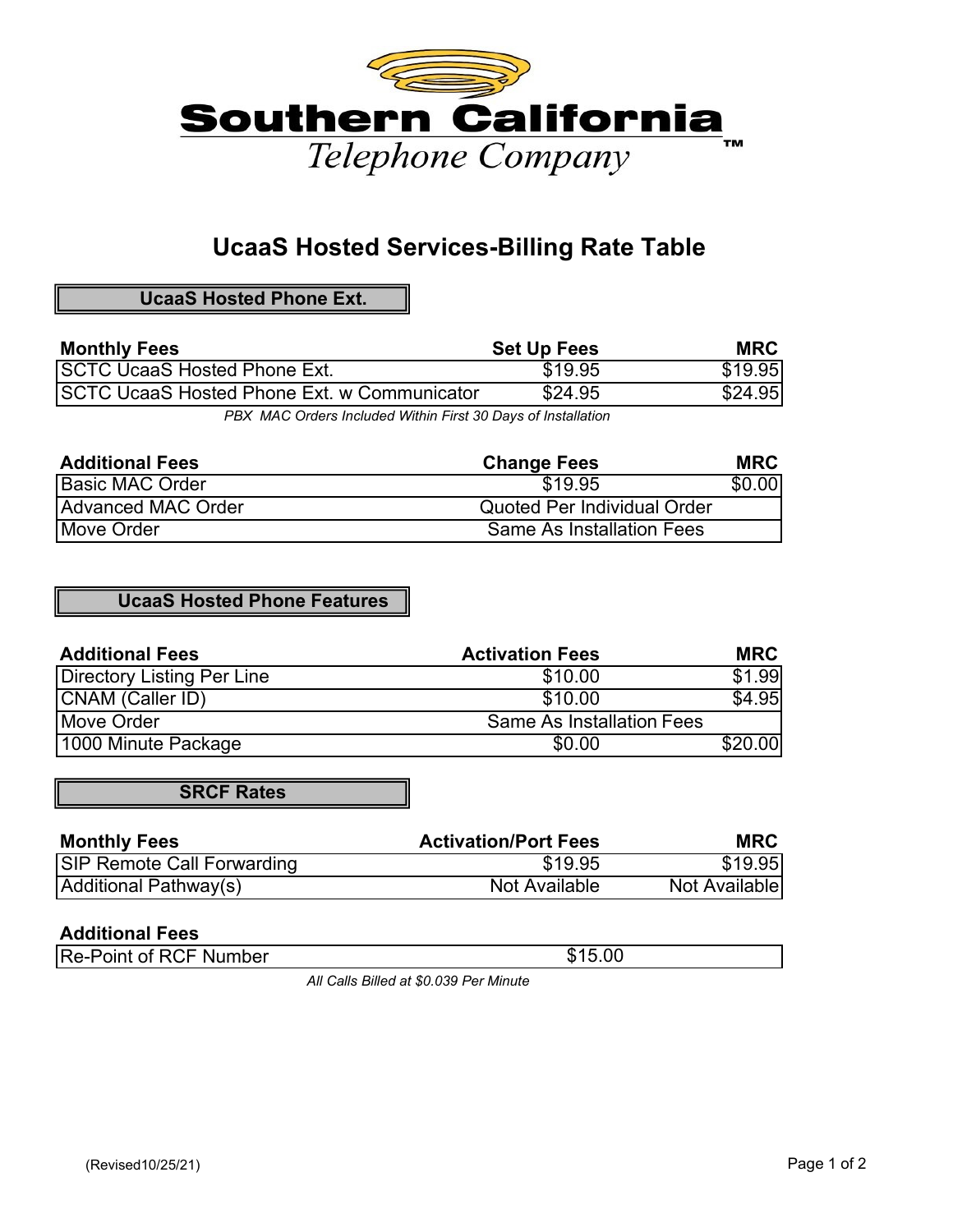# Southern California Telephone Company

## UcaaS Hosted Services-Billing Rate Table

### UcaaS Hosted Phone Ext.

| Monthly Fees | Set Up Fees | MRC |
|---|---|---|
| SCTC UcaaS Hosted Phone Ext. | $19.95 | $19.95 |
| SCTC UcaaS Hosted Phone Ext. w Communicator | $24.95 | $24.95 |

*PBX MAC Orders Included Within First 30 Days of Installation*

| Additional Fees | Change Fees | MRC |
|---|---|---|
| Basic MAC Order | $19.95 | $0.00 |
| Advanced MAC Order | Quoted Per Individual Order | |
| Move Order | Same As Installation Fees | |

### UcaaS Hosted Phone Features

| Additional Fees | Activation Fees | MRC |
|---|---|---|
| Directory Listing Per Line | $10.00 | $1.99 |
| CNAM (Caller ID) | $10.00 | $4.95 |
| Move Order | Same As Installation Fees | |
| 1000 Minute Package | $0.00 | $20.00 |

### SRCF Rates

| Monthly Fees | Activation/Port Fees | MRC |
|---|---|---|
| SIP Remote Call Forwarding | $19.95 | $19.95 |
| Additional Pathway(s) | Not Available | Not Available |

| Additional Fees | |
|---|---|
| Re-Point of RCF Number | $15.00 |

*All Calls Billed at $0.039 Per Minute*

(Revised10/25/21)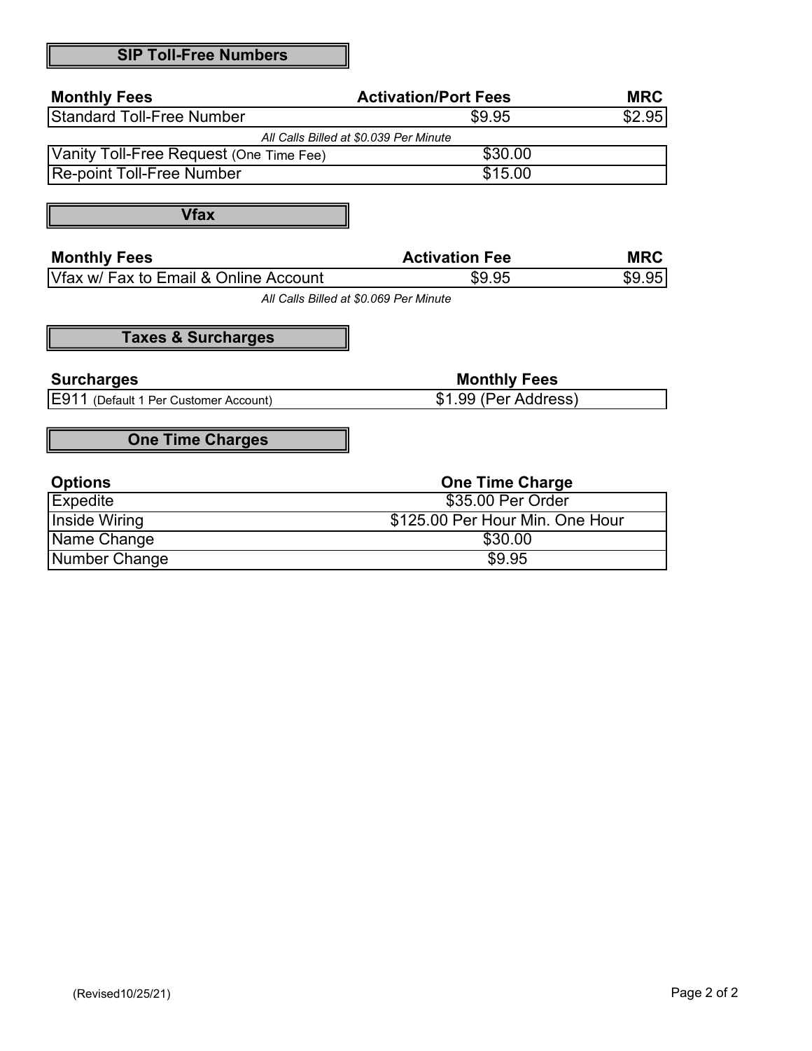## SIP Toll-Free Numbers

| Monthly Fees | Activation/Port Fees | MRC |
|---|---|---|
| Standard Toll-Free Number | $9.95 | $2.95 |
| *All Calls Billed at $0.039 Per Minute* | | |
| Vanity Toll-Free Request (One Time Fee) | $30.00 | |
| Re-point Toll-Free Number | $15.00 | |

## Vfax

| Monthly Fees | Activation Fee | MRC |
|---|---|---|
| Vfax w/ Fax to Email & Online Account | $9.95 | $9.95 |

*All Calls Billed at $0.069 Per Minute*

## Taxes & Surcharges

| Surcharges | Monthly Fees |
|---|---|
| E911 (Default 1 Per Customer Account) | $1.99 (Per Address) |

## One Time Charges

| Options | One Time Charge |
|---|---|
| Expedite | $35.00 Per Order |
| Inside Wiring | $125.00 Per Hour Min. One Hour |
| Name Change | $30.00 |
| Number Change | $9.95 |

(Revised10/25/21)